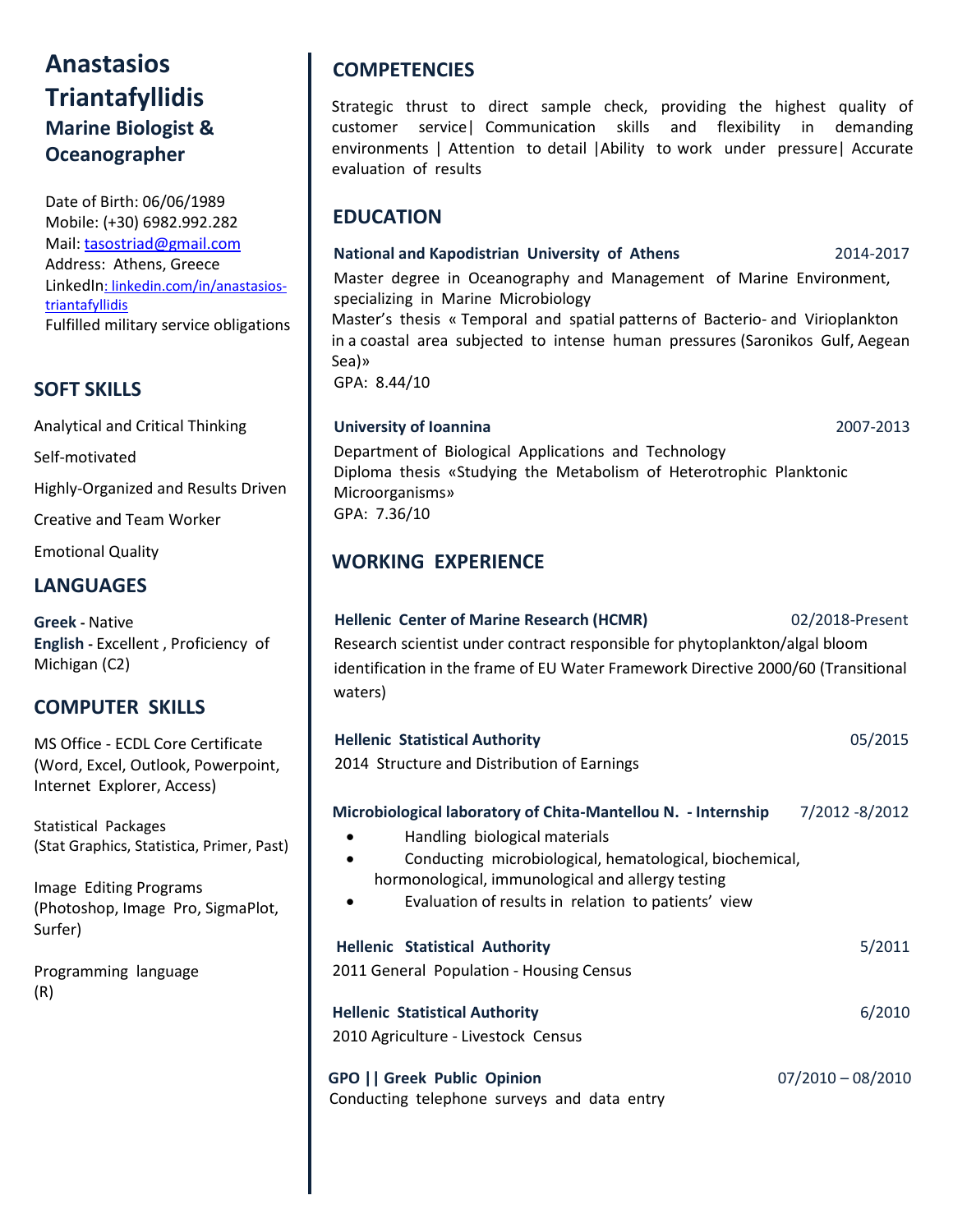# Anastasios Triantafyllidis

## Marine Biologist & Oceanographer

Date of Birth: 06/06/1989
Mobile: (+30) 6982.992.282
Mail: tasostriad@gmail.com
Address: Athens, Greece
LinkedIn: linkedin.com/in/anastasios-triantafyllidis
Fulfilled military service obligations

## SOFT SKILLS

Analytical and Critical Thinking

Self-motivated

Highly-Organized and Results Driven

Creative and Team Worker

Emotional Quality

## LANGUAGES

**Greek -** Native
**English -** Excellent , Proficiency of Michigan (C2)

## COMPUTER SKILLS

MS Office - ECDL Core Certificate (Word, Excel, Outlook, Powerpoint, Internet Explorer, Access)

Statistical Packages (Stat Graphics, Statistica, Primer, Past)

Image Editing Programs (Photoshop, Image Pro, SigmaPlot, Surfer)

Programming language (R)

## COMPETENCIES

Strategic thrust to direct sample check, providing the highest quality of customer service| Communication skills and flexibility in demanding environments | Attention to detail |Ability to work under pressure| Accurate evaluation of results

## EDUCATION

**National and Kapodistrian University of Athens** 2014-2017

Master degree in Oceanography and Management of Marine Environment, specializing in Marine Microbiology
Master's thesis « Temporal and spatial patterns of Bacterio- and Virioplankton in a coastal area subjected to intense human pressures (Saronikos Gulf, Aegean Sea)»
GPA: 8.44/10

**University of Ioannina** 2007-2013

Department of Biological Applications and Technology
Diploma thesis «Studying the Metabolism of Heterotrophic Planktonic Microorganisms»
GPA: 7.36/10

## WORKING EXPERIENCE

**Hellenic Center of Marine Research (HCMR)** 02/2018-Present

Research scientist under contract responsible for phytoplankton/algal bloom identification in the frame of EU Water Framework Directive 2000/60 (Transitional waters)

**Hellenic Statistical Authority** 05/2015

2014 Structure and Distribution of Earnings

**Microbiological laboratory of Chita-Mantellou N. - Internship** 7/2012 -8/2012

- Handling biological materials
- Conducting microbiological, hematological, biochemical, hormonological, immunological and allergy testing
- Evaluation of results in relation to patients' view

**Hellenic Statistical Authority** 5/2011

2011 General Population - Housing Census

**Hellenic Statistical Authority** 6/2010

2010 Agriculture - Livestock Census

**GPO || Greek Public Opinion** 07/2010 – 08/2010

Conducting telephone surveys and data entry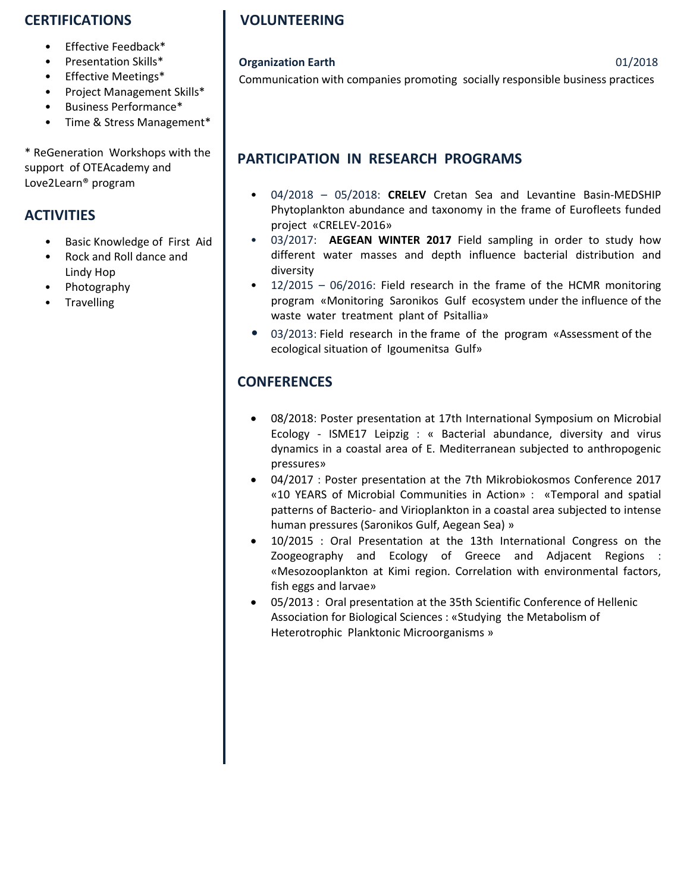## CERTIFICATIONS

- Effective Feedback*
- Presentation Skills*
- Effective Meetings*
- Project Management Skills*
- Business Performance*
- Time & Stress Management*

* ReGeneration Workshops with the support of OTEAcademy and Love2Learn® program

## ACTIVITIES

- Basic Knowledge of First Aid
- Rock and Roll dance and Lindy Hop
- Photography
- Travelling

## VOLUNTEERING

**Organization Earth** 01/2018

Communication with companies promoting socially responsible business practices

## PARTICIPATION IN RESEARCH PROGRAMS

- 04/2018 – 05/2018: **CRELEV** Cretan Sea and Levantine Basin-MEDSHIP Phytoplankton abundance and taxonomy in the frame of Eurofleets funded project «CRELEV-2016»
- 03/2017: **AEGEAN WINTER 2017** Field sampling in order to study how different water masses and depth influence bacterial distribution and diversity
- 12/2015 – 06/2016: Field research in the frame of the HCMR monitoring program «Monitoring Saronikos Gulf ecosystem under the influence of the waste water treatment plant of Psitallia»
- 03/2013: Field research in the frame of the program «Assessment of the ecological situation of Igoumenitsa Gulf»

## CONFERENCES

- 08/2018: Poster presentation at 17th International Symposium on Microbial Ecology - ISME17 Leipzig : « Bacterial abundance, diversity and virus dynamics in a coastal area of E. Mediterranean subjected to anthropogenic pressures»
- 04/2017 : Poster presentation at the 7th Mikrobiokosmos Conference 2017 «10 YEARS of Microbial Communities in Action» : «Temporal and spatial patterns of Bacterio- and Virioplankton in a coastal area subjected to intense human pressures (Saronikos Gulf, Aegean Sea) »
- 10/2015 : Oral Presentation at the 13th International Congress on the Zoogeography and Ecology of Greece and Adjacent Regions : «Mesozooplankton at Kimi region. Correlation with environmental factors, fish eggs and larvae»
- 05/2013 : Oral presentation at the 35th Scientific Conference of Hellenic Association for Biological Sciences : «Studying the Metabolism of Heterotrophic Planktonic Microorganisms »